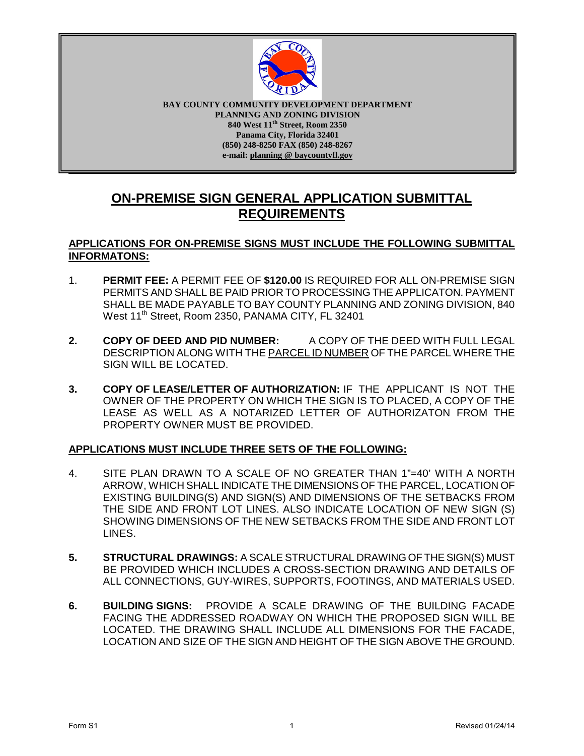**BAY COUNTY COMMUNITY DEVELOPMENT DEPARTMENT**
**PLANNING AND ZONING DIVISION**
**840 West 11th Street, Room 2350**
**Panama City, Florida 32401**
**(850) 248-8250 FAX (850) 248-8267**
**e-mail: planning @ baycountyfl.gov**

# ON-PREMISE SIGN GENERAL APPLICATION SUBMITTAL REQUIREMENTS

**APPLICATIONS FOR ON-PREMISE SIGNS MUST INCLUDE THE FOLLOWING SUBMITTAL INFORMATONS:**

1. **PERMIT FEE:** A PERMIT FEE OF **$120.00** IS REQUIRED FOR ALL ON-PREMISE SIGN PERMITS AND SHALL BE PAID PRIOR TO PROCESSING THE APPLICATON. PAYMENT SHALL BE MADE PAYABLE TO BAY COUNTY PLANNING AND ZONING DIVISION, 840 West 11th Street, Room 2350, PANAMA CITY, FL 32401

2. **COPY OF DEED AND PID NUMBER:** A COPY OF THE DEED WITH FULL LEGAL DESCRIPTION ALONG WITH THE PARCEL ID NUMBER OF THE PARCEL WHERE THE SIGN WILL BE LOCATED.

3. **COPY OF LEASE/LETTER OF AUTHORIZATION:** IF THE APPLICANT IS NOT THE OWNER OF THE PROPERTY ON WHICH THE SIGN IS TO PLACED, A COPY OF THE LEASE AS WELL AS A NOTARIZED LETTER OF AUTHORIZATON FROM THE PROPERTY OWNER MUST BE PROVIDED.

**APPLICATIONS MUST INCLUDE THREE SETS OF THE FOLLOWING:**

4. SITE PLAN DRAWN TO A SCALE OF NO GREATER THAN 1"=40' WITH A NORTH ARROW, WHICH SHALL INDICATE THE DIMENSIONS OF THE PARCEL, LOCATION OF EXISTING BUILDING(S) AND SIGN(S) AND DIMENSIONS OF THE SETBACKS FROM THE SIDE AND FRONT LOT LINES. ALSO INDICATE LOCATION OF NEW SIGN (S) SHOWING DIMENSIONS OF THE NEW SETBACKS FROM THE SIDE AND FRONT LOT LINES.

5. **STRUCTURAL DRAWINGS:** A SCALE STRUCTURAL DRAWING OF THE SIGN(S) MUST BE PROVIDED WHICH INCLUDES A CROSS-SECTION DRAWING AND DETAILS OF ALL CONNECTIONS, GUY-WIRES, SUPPORTS, FOOTINGS, AND MATERIALS USED.

6. **BUILDING SIGNS:** PROVIDE A SCALE DRAWING OF THE BUILDING FACADE FACING THE ADDRESSED ROADWAY ON WHICH THE PROPOSED SIGN WILL BE LOCATED. THE DRAWING SHALL INCLUDE ALL DIMENSIONS FOR THE FACADE, LOCATION AND SIZE OF THE SIGN AND HEIGHT OF THE SIGN ABOVE THE GROUND.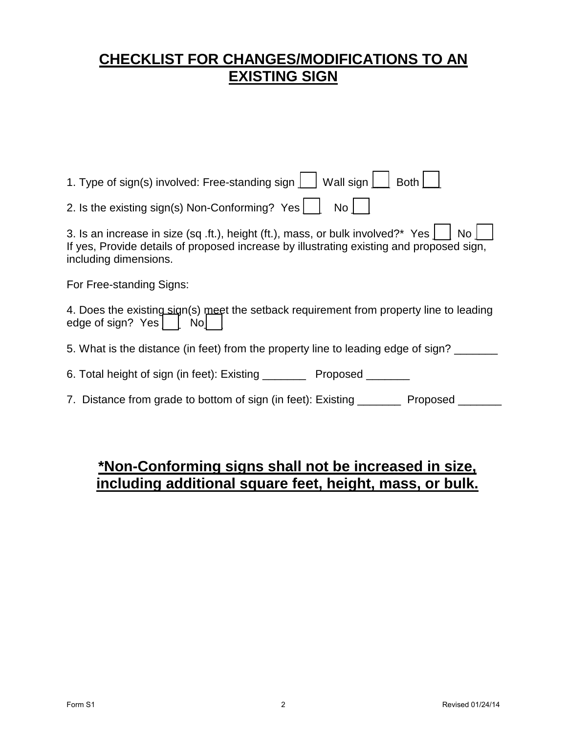# CHECKLIST FOR CHANGES/MODIFICATIONS TO AN EXISTING SIGN

1. Type of sign(s) involved: Free-standing sign ☐ Wall sign ☐ Both ☐

2. Is the existing sign(s) Non-Conforming? Yes ☐ No ☐

3. Is an increase in size (sq .ft.), height (ft.), mass, or bulk involved?* Yes ☐ No ☐
If yes, Provide details of proposed increase by illustrating existing and proposed sign, including dimensions.

For Free-standing Signs:

4. Does the existing sign(s) meet the setback requirement from property line to leading edge of sign? Yes ☐ No ☐

5. What is the distance (in feet) from the property line to leading edge of sign? _______

6. Total height of sign (in feet): Existing _______ Proposed _______

7. Distance from grade to bottom of sign (in feet): Existing _______ Proposed _______

**\*Non-Conforming signs shall not be increased in size, including additional square feet, height, mass, or bulk.**

Form S1 Revised 01/24/14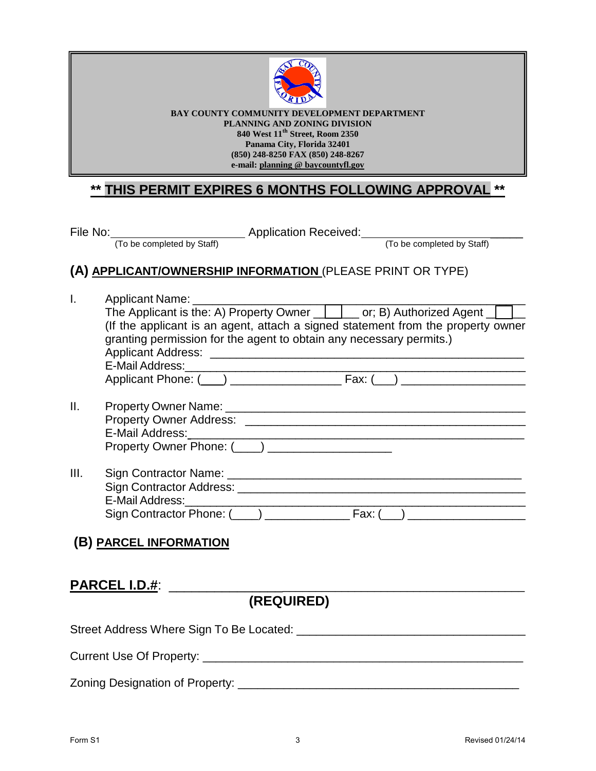**BAY COUNTY COMMUNITY DEVELOPMENT DEPARTMENT**
**PLANNING AND ZONING DIVISION**
**840 West 11th Street, Room 2350**
**Panama City, Florida 32401**
**(850) 248-8250 FAX (850) 248-8267**
**e-mail: planning @ baycountyfl.gov**

## ** THIS PERMIT EXPIRES 6 MONTHS FOLLOWING APPROVAL **

File No:\_\_\_\_\_\_\_\_\_\_\_\_\_\_\_\_\_\_\_\_ Application Received:\_\_\_\_\_\_\_\_\_\_\_\_\_\_\_\_\_\_\_\_\_\_\_
(To be completed by Staff) (To be completed by Staff)

## (A) APPLICANT/OWNERSHIP INFORMATION (PLEASE PRINT OR TYPE)

I. Applicant Name: \_\_\_\_\_\_\_\_\_\_\_\_\_\_\_\_\_\_\_\_\_\_\_\_\_\_\_\_\_\_\_\_\_\_\_\_\_\_\_\_\_\_\_\_\_\_
The Applicant is the: A) Property Owner \_\_☐\_\_ or; B) Authorized Agent \_☐\_
(If the applicant is an agent, attach a signed statement from the property owner granting permission for the agent to obtain any necessary permits.)
Applicant Address: \_\_\_\_\_\_\_\_\_\_\_\_\_\_\_\_\_\_\_\_\_\_\_\_\_\_\_\_\_\_\_\_\_\_\_\_\_\_\_\_\_\_\_\_\_\_
E-Mail Address:\_\_\_\_\_\_\_\_\_\_\_\_\_\_\_\_\_\_\_\_\_\_\_\_\_\_\_\_\_\_\_\_\_\_\_\_\_\_\_\_\_\_\_\_\_\_\_\_\_
Applicant Phone: (\_\_\_) \_\_\_\_\_\_\_\_\_\_\_\_\_\_\_\_\_ Fax: (\_\_\_) \_\_\_\_\_\_\_\_\_\_\_\_\_\_\_\_\_\_\_

II. Property Owner Name: \_\_\_\_\_\_\_\_\_\_\_\_\_\_\_\_\_\_\_\_\_\_\_\_\_\_\_\_\_\_\_\_\_\_\_\_\_\_\_\_\_\_\_\_
Property Owner Address: \_\_\_\_\_\_\_\_\_\_\_\_\_\_\_\_\_\_\_\_\_\_\_\_\_\_\_\_\_\_\_\_\_\_\_\_\_\_\_\_\_\_
E-Mail Address:\_\_\_\_\_\_\_\_\_\_\_\_\_\_\_\_\_\_\_\_\_\_\_\_\_\_\_\_\_\_\_\_\_\_\_\_\_\_\_\_\_\_\_\_\_\_\_\_\_
Property Owner Phone: (\_\_\_\_) \_\_\_\_\_\_\_\_\_\_\_\_\_\_\_\_\_\_\_

III. Sign Contractor Name: \_\_\_\_\_\_\_\_\_\_\_\_\_\_\_\_\_\_\_\_\_\_\_\_\_\_\_\_\_\_\_\_\_\_\_\_\_\_\_\_\_\_\_\_
Sign Contractor Address: \_\_\_\_\_\_\_\_\_\_\_\_\_\_\_\_\_\_\_\_\_\_\_\_\_\_\_\_\_\_\_\_\_\_\_\_\_\_\_\_\_\_
E-Mail Address:\_\_\_\_\_\_\_\_\_\_\_\_\_\_\_\_\_\_\_\_\_\_\_\_\_\_\_\_\_\_\_\_\_\_\_\_\_\_\_\_\_\_\_\_\_\_\_\_\_
Sign Contractor Phone: (\_\_\_\_) \_\_\_\_\_\_\_\_\_\_\_\_\_ Fax: (\_\_\_) \_\_\_\_\_\_\_\_\_\_\_\_\_\_\_\_\_\_

## (B) PARCEL INFORMATION

**PARCEL I.D.#**: \_\_\_\_\_\_\_\_\_\_\_\_\_\_\_\_\_\_\_\_\_\_\_\_\_\_\_\_\_\_\_\_\_\_\_\_\_\_\_\_\_\_\_\_\_\_\_\_\_\_\_\_
**(REQUIRED)**

Street Address Where Sign To Be Located: \_\_\_\_\_\_\_\_\_\_\_\_\_\_\_\_\_\_\_\_\_\_\_\_\_\_\_\_\_\_\_\_\_\_

Current Use Of Property: \_\_\_\_\_\_\_\_\_\_\_\_\_\_\_\_\_\_\_\_\_\_\_\_\_\_\_\_\_\_\_\_\_\_\_\_\_\_\_\_\_\_\_\_\_\_\_

Zoning Designation of Property: \_\_\_\_\_\_\_\_\_\_\_\_\_\_\_\_\_\_\_\_\_\_\_\_\_\_\_\_\_\_\_\_\_\_\_\_\_\_\_\_\_\_

Form S1 Revised 01/24/14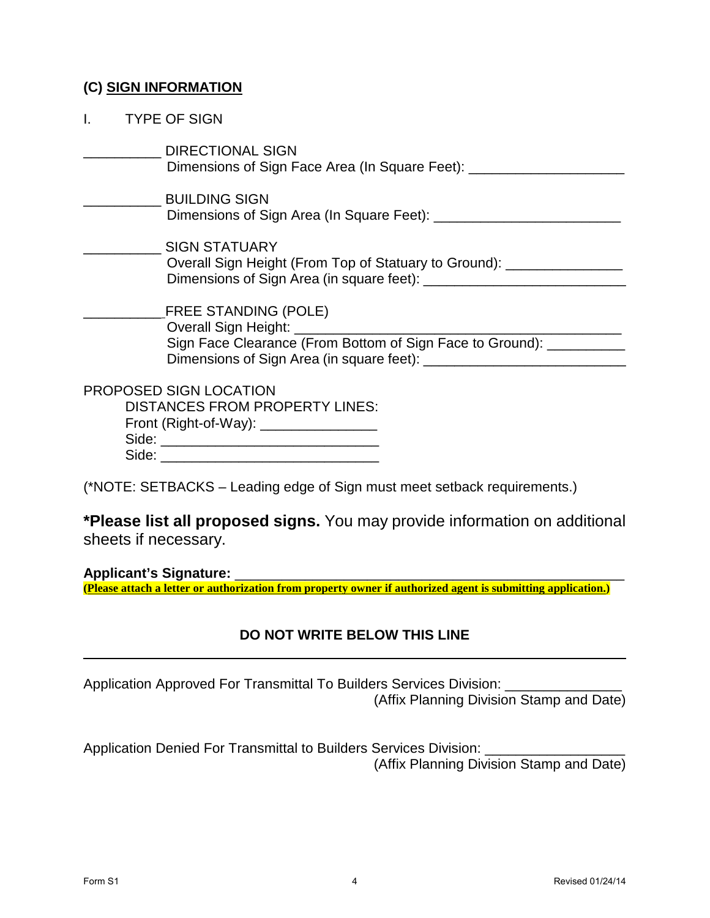## (C) SIGN INFORMATION

I. TYPE OF SIGN

__________ DIRECTIONAL SIGN
Dimensions of Sign Face Area (In Square Feet): ____________________

__________ BUILDING SIGN
Dimensions of Sign Area (In Square Feet): ________________________

__________ SIGN STATUARY
Overall Sign Height (From Top of Statuary to Ground): _______________
Dimensions of Sign Area (in square feet): __________________________

__________FREE STANDING (POLE)
Overall Sign Height: ________________________________________
Sign Face Clearance (From Bottom of Sign Face to Ground): __________
Dimensions of Sign Area (in square feet): __________________________

PROPOSED SIGN LOCATION
DISTANCES FROM PROPERTY LINES:
Front (Right-of-Way): _______________
Side: ____________________________
Side: ____________________________

(*NOTE: SETBACKS – Leading edge of Sign must meet setback requirements.)

**\*Please list all proposed signs.** You may provide information on additional sheets if necessary.

**Applicant's Signature:** ____________________________________________________

**(Please attach a letter or authorization from property owner if authorized agent is submitting application.)**

**DO NOT WRITE BELOW THIS LINE**

---

Application Approved For Transmittal To Builders Services Division: _______________
(Affix Planning Division Stamp and Date)

Application Denied For Transmittal to Builders Services Division: __________________
(Affix Planning Division Stamp and Date)

Form S1 Revised 01/24/14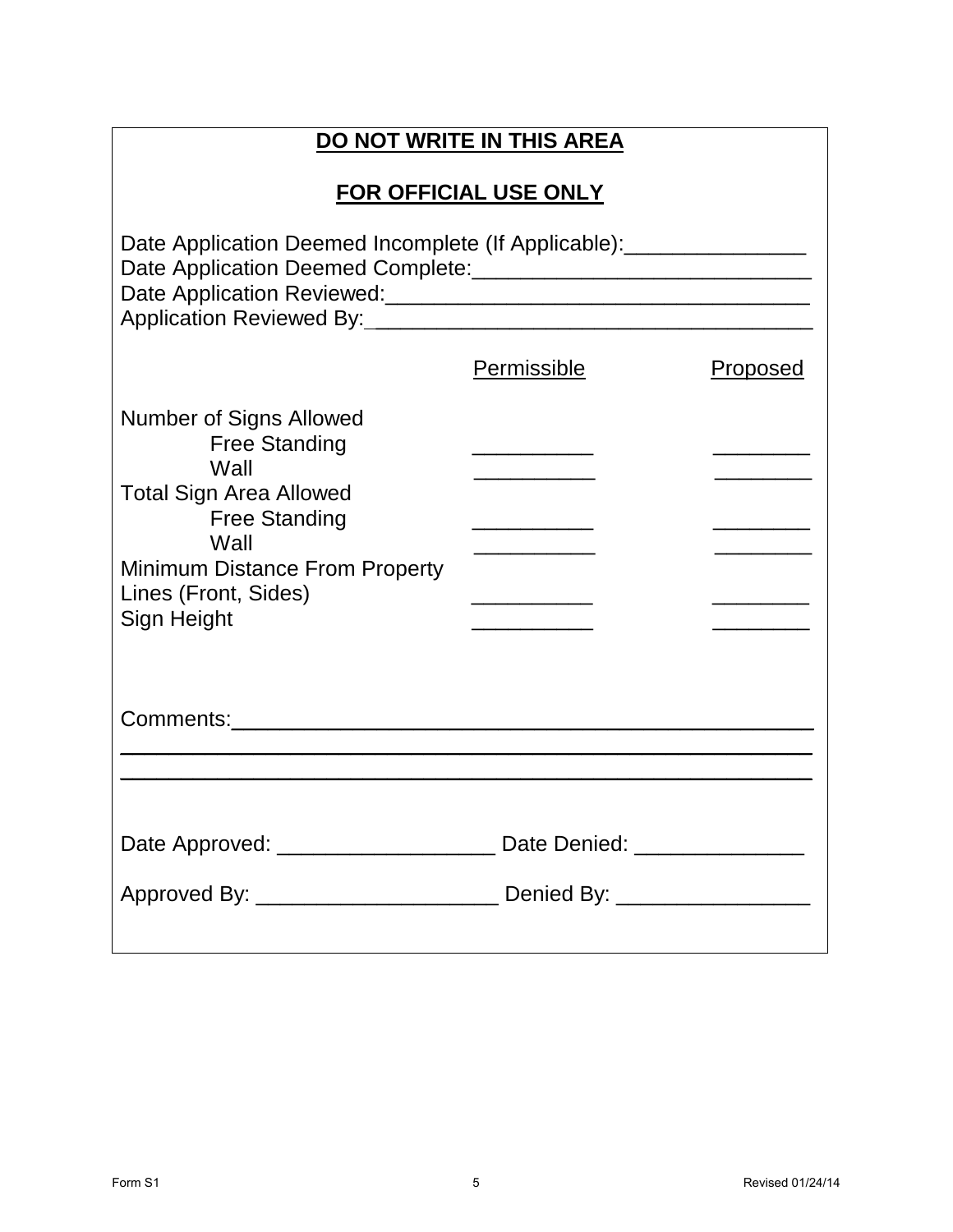**DO NOT WRITE IN THIS AREA**

**FOR OFFICIAL USE ONLY**

Date Application Deemed Incomplete (If Applicable):_______________
Date Application Deemed Complete:____________________________
Date Application Reviewed:_________________________________
Application Reviewed By:__________________________________

| | Permissible | Proposed |
|---|---|---|
| Number of Signs Allowed | | |
| Free Standing | __________ | ________ |
| Wall | __________ | ________ |
| Total Sign Area Allowed | | |
| Free Standing | __________ | ________ |
| Wall | __________ | ________ |
| Minimum Distance From Property Lines (Front, Sides) | __________ | ________ |
| Sign Height | __________ | ________ |

Comments:_______________________________________________
________________________________________________________
________________________________________________________

Date Approved: __________________ Date Denied: ______________

Approved By: ____________________ Denied By: ________________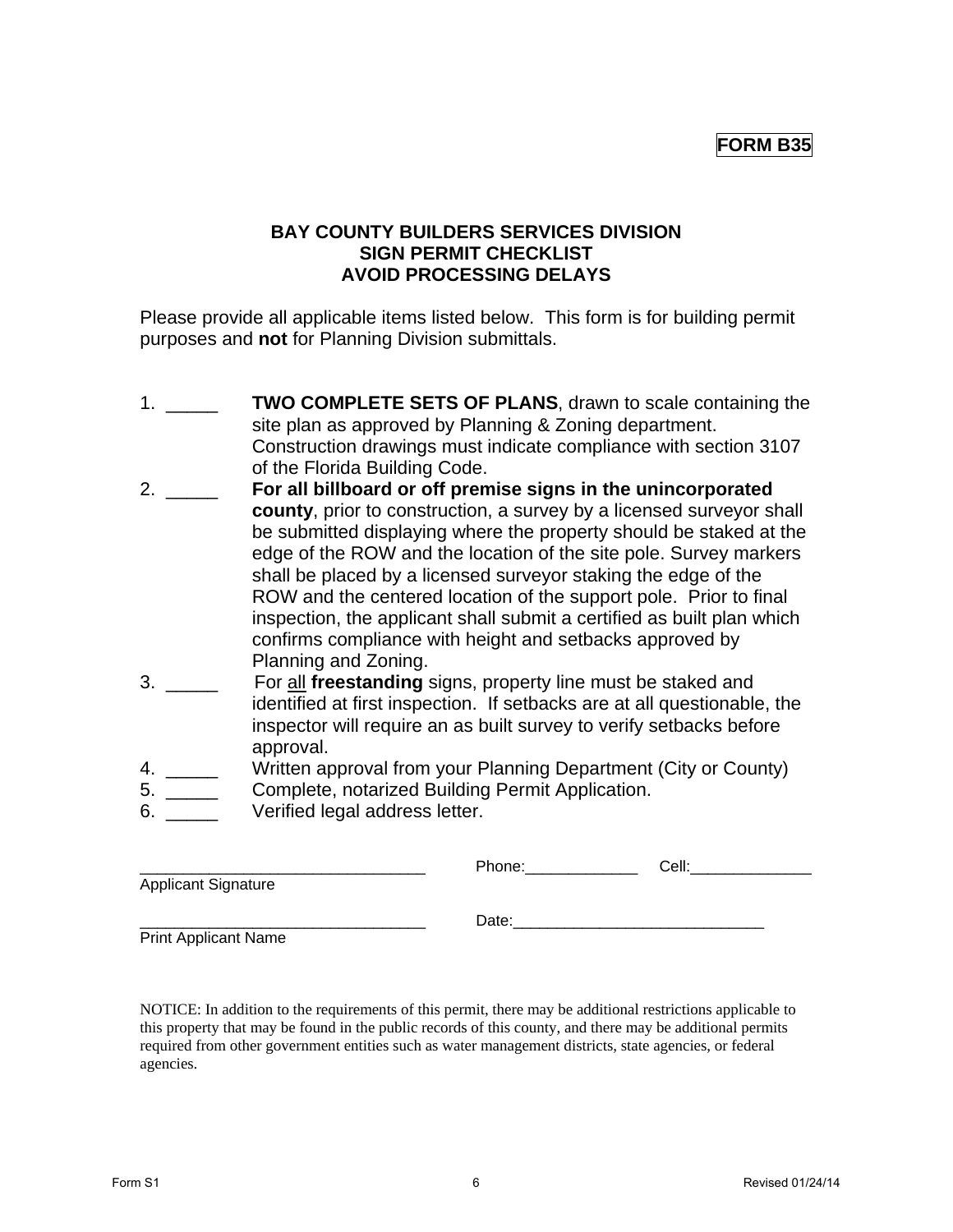**FORM B35**

**BAY COUNTY BUILDERS SERVICES DIVISION**
**SIGN PERMIT CHECKLIST**
**AVOID PROCESSING DELAYS**

Please provide all applicable items listed below. This form is for building permit purposes and **not** for Planning Division submittals.

1. _____ **TWO COMPLETE SETS OF PLANS**, drawn to scale containing the site plan as approved by Planning & Zoning department. Construction drawings must indicate compliance with section 3107 of the Florida Building Code.
2. _____ **For all billboard or off premise signs in the unincorporated county**, prior to construction, a survey by a licensed surveyor shall be submitted displaying where the property should be staked at the edge of the ROW and the location of the site pole. Survey markers shall be placed by a licensed surveyor staking the edge of the ROW and the centered location of the support pole. Prior to final inspection, the applicant shall submit a certified as built plan which confirms compliance with height and setbacks approved by Planning and Zoning.
3. _____ For <u>all</u> **freestanding** signs, property line must be staked and identified at first inspection. If setbacks are at all questionable, the inspector will require an as built survey to verify setbacks before approval.
4. _____ Written approval from your Planning Department (City or County)
5. _____ Complete, notarized Building Permit Application.
6. _____ Verified legal address letter.

_______________________________ Phone:_____________ Cell:______________
Applicant Signature

_______________________________ Date:____________________________
Print Applicant Name

NOTICE: In addition to the requirements of this permit, there may be additional restrictions applicable to this property that may be found in the public records of this county, and there may be additional permits required from other government entities such as water management districts, state agencies, or federal agencies.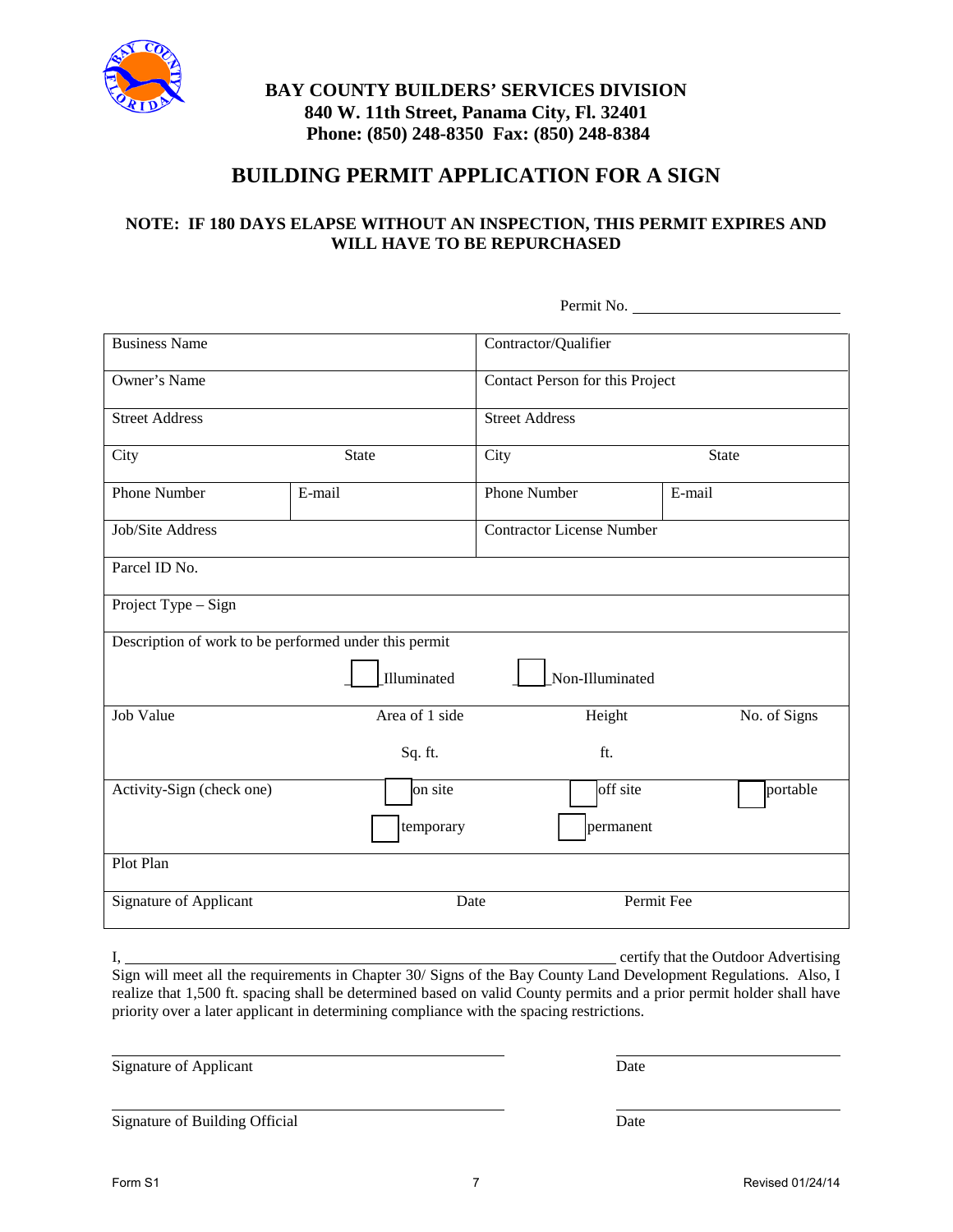**BAY COUNTY BUILDERS' SERVICES DIVISION**
**840 W. 11th Street, Panama City, Fl. 32401**
**Phone: (850) 248-8350 Fax: (850) 248-8384**

# BUILDING PERMIT APPLICATION FOR A SIGN

**NOTE: IF 180 DAYS ELAPSE WITHOUT AN INSPECTION, THIS PERMIT EXPIRES AND WILL HAVE TO BE REPURCHASED**

Permit No. ____________________

| | | | |
|---|---|---|---|
| Business Name | | Contractor/Qualifier | |
| Owner's Name | | Contact Person for this Project | |
| Street Address | | Street Address | |
| City | State | City | State |
| Phone Number | E-mail | Phone Number | E-mail |
| Job/Site Address | | Contractor License Number | |
| Parcel ID No. | | | |
| Project Type – Sign | | | |
| Description of work to be performed under this permit | ☐ Illuminated | ☐ Non-Illuminated | |
| Job Value | Area of 1 side<br>Sq. ft. | Height<br>ft. | No. of Signs |
| Activity-Sign (check one) | ☐ on site<br>☐ temporary | ☐ off site<br>☐ permanent | ☐ portable |
| Plot Plan | | | |
| Signature of Applicant | Date | Permit Fee | |

I, ________________________________________ certify that the Outdoor Advertising Sign will meet all the requirements in Chapter 30/ Signs of the Bay County Land Development Regulations. Also, I realize that 1,500 ft. spacing shall be determined based on valid County permits and a prior permit holder shall have priority over a later applicant in determining compliance with the spacing restrictions.

______________________________ ______________
Signature of Applicant Date

______________________________ ______________
Signature of Building Official Date

Form S1 Revised 01/24/14